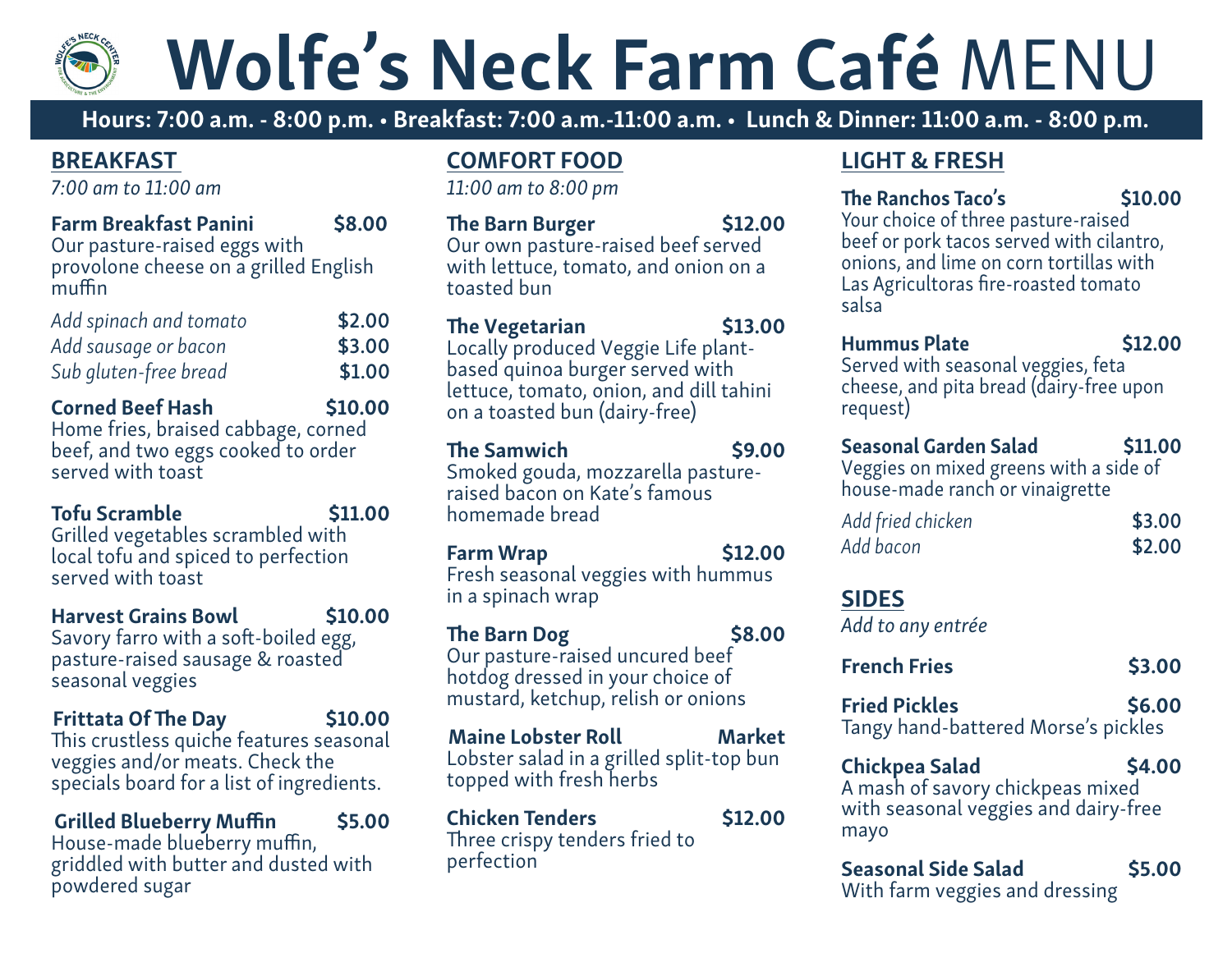# Wolfe's Neck Farm Café MENU

**Hours: 7:00 a.m. - 8:00 p.m. • Breakfast: 7:00 a.m.-11:00 a.m. • Lunch & Dinner: 11:00 a.m. - 8:00 p.m.**

## BREAKFAST

*7:00 am to 11:00 am*

**Farm Breakfast Panini** **$8.00**
Our pasture-raised eggs with provolone cheese on a grilled English muffin

*Add spinach and tomato* **$2.00**
*Add sausage or bacon* **$3.00**
*Sub gluten-free bread* **$1.00**

**Corned Beef Hash** **$10.00**
Home fries, braised cabbage, corned beef, and two eggs cooked to order served with toast

**Tofu Scramble** **$11.00**
Grilled vegetables scrambled with local tofu and spiced to perfection served with toast

**Harvest Grains Bowl** **$10.00**
Savory farro with a soft-boiled egg, pasture-raised sausage & roasted seasonal veggies

**Frittata Of The Day** **$10.00**
This crustless quiche features seasonal veggies and/or meats. Check the specials board for a list of ingredients.

**Grilled Blueberry Muffin** **$5.00**
House-made blueberry muffin, griddled with butter and dusted with powdered sugar

## COMFORT FOOD

*11:00 am to 8:00 pm*

**The Barn Burger** **$12.00**
Our own pasture-raised beef served with lettuce, tomato, and onion on a toasted bun

**The Vegetarian** **$13.00**
Locally produced Veggie Life plant-based quinoa burger served with lettuce, tomato, onion, and dill tahini on a toasted bun (dairy-free)

**The Samwich** **$9.00**
Smoked gouda, mozzarella pasture-raised bacon on Kate's famous homemade bread

**Farm Wrap** **$12.00**
Fresh seasonal veggies with hummus in a spinach wrap

**The Barn Dog** **$8.00**
Our pasture-raised uncured beef hotdog dressed in your choice of mustard, ketchup, relish or onions

**Maine Lobster Roll** **Market**
Lobster salad in a grilled split-top bun topped with fresh herbs

**Chicken Tenders** **$12.00**
Three crispy tenders fried to perfection

## LIGHT & FRESH

**The Ranchos Taco's** **$10.00**
Your choice of three pasture-raised beef or pork tacos served with cilantro, onions, and lime on corn tortillas with Las Agricultoras fire-roasted tomato salsa

**Hummus Plate** **$12.00**
Served with seasonal veggies, feta cheese, and pita bread (dairy-free upon request)

**Seasonal Garden Salad** **$11.00**
Veggies on mixed greens with a side of house-made ranch or vinaigrette

*Add fried chicken* **$3.00**
*Add bacon* **$2.00**

## SIDES

*Add to any entrée*

**French Fries** **$3.00**

**Fried Pickles** **$6.00**
Tangy hand-battered Morse's pickles

**Chickpea Salad** **$4.00**
A mash of savory chickpeas mixed with seasonal veggies and dairy-free mayo

**Seasonal Side Salad** **$5.00**
With farm veggies and dressing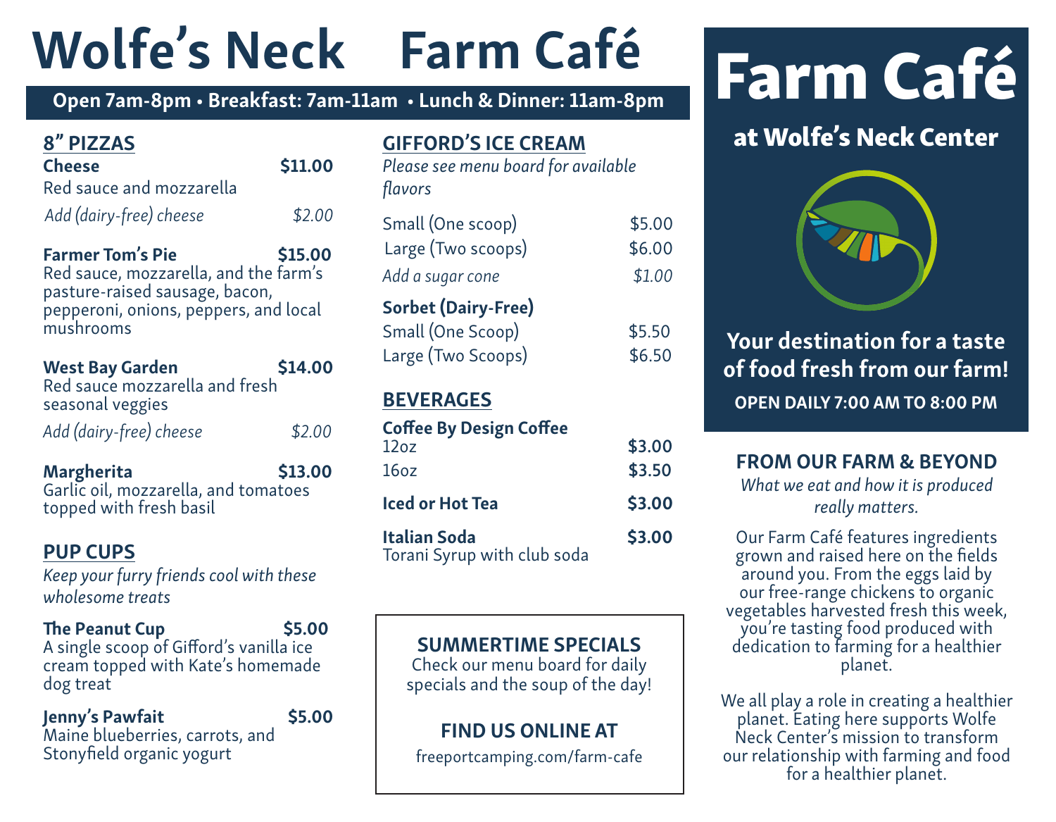# Wolfe's Neck Farm Café

**Open 7am-8pm • Breakfast: 7am-11am • Lunch & Dinner: 11am-8pm**

## 8" PIZZAS

**Cheese** **$11.00**
Red sauce and mozzarella
*Add (dairy-free) cheese* *$2.00*

**Farmer Tom's Pie** **$15.00**
Red sauce, mozzarella, and the farm's pasture-raised sausage, bacon, pepperoni, onions, peppers, and local mushrooms

**West Bay Garden** **$14.00**
Red sauce mozzarella and fresh seasonal veggies
*Add (dairy-free) cheese* *$2.00*

**Margherita** **$13.00**
Garlic oil, mozzarella, and tomatoes topped with fresh basil

## PUP CUPS

*Keep your furry friends cool with these wholesome treats*

**The Peanut Cup** **$5.00**
A single scoop of Gifford's vanilla ice cream topped with Kate's homemade dog treat

**Jenny's Pawfait** **$5.00**
Maine blueberries, carrots, and Stonyfield organic yogurt

## GIFFORD'S ICE CREAM

*Please see menu board for available flavors*

Small (One scoop) $5.00
Large (Two scoops) $6.00
*Add a sugar cone* *$1.00*

**Sorbet (Dairy-Free)**
Small (One Scoop) $5.50
Large (Two Scoops) $6.50

## BEVERAGES

**Coffee By Design Coffee**
12oz **$3.00**
16oz **$3.50**

**Iced or Hot Tea** **$3.00**

**Italian Soda** **$3.00**
Torani Syrup with club soda

### SUMMERTIME SPECIALS

Check our menu board for daily specials and the soup of the day!

### FIND US ONLINE AT

freeportcamping.com/farm-cafe

# Farm Café

## at Wolfe's Neck Center

**Your destination for a taste of food fresh from our farm!**

**OPEN DAILY 7:00 AM TO 8:00 PM**

### FROM OUR FARM & BEYOND

*What we eat and how it is produced really matters.*

Our Farm Café features ingredients grown and raised here on the fields around you. From the eggs laid by our free-range chickens to organic vegetables harvested fresh this week, you're tasting food produced with dedication to farming for a healthier planet.

We all play a role in creating a healthier planet. Eating here supports Wolfe Neck Center's mission to transform our relationship with farming and food for a healthier planet.